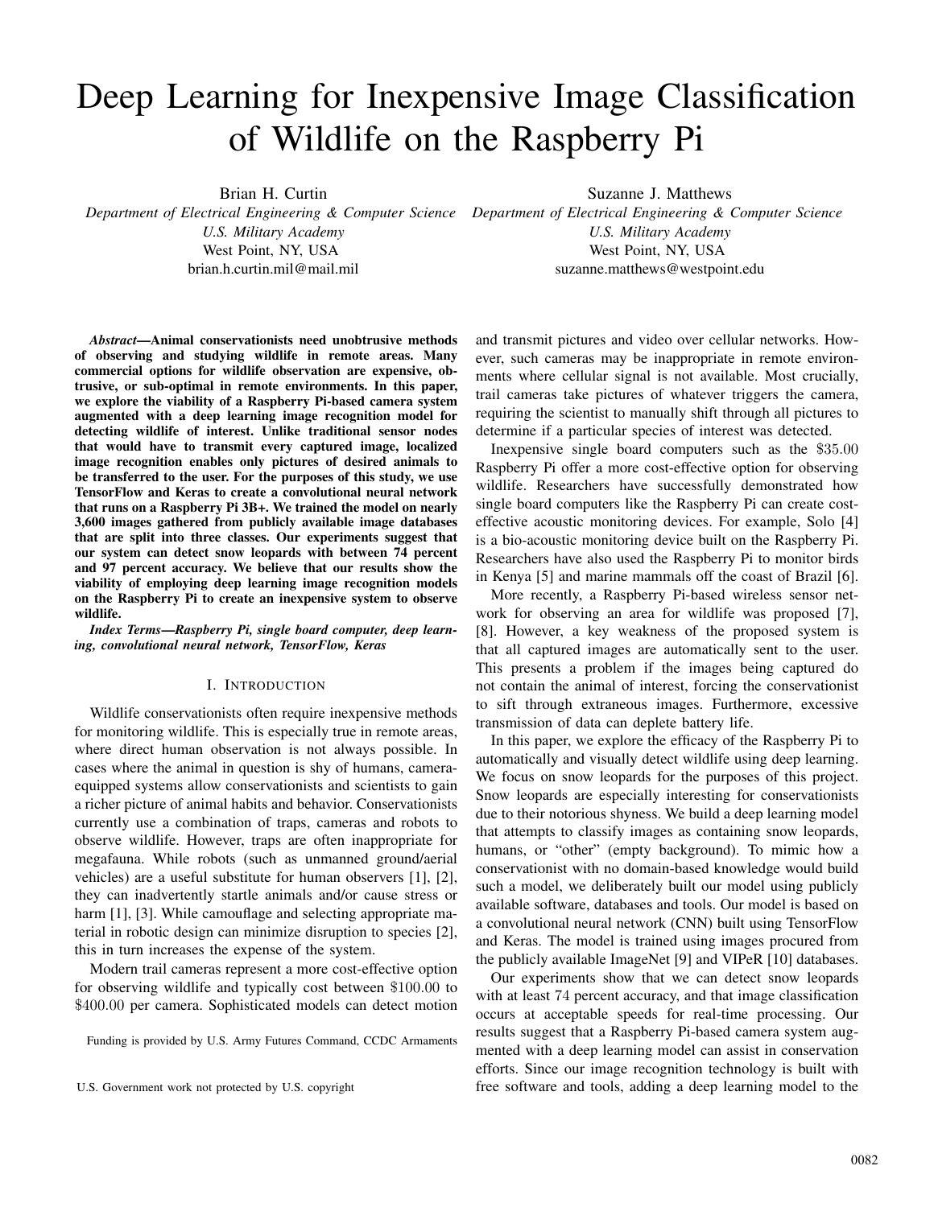# Deep Learning for Inexpensive Image Classification of Wildlife on the Raspberry Pi

Brian H. Curtin
*Department of Electrical Engineering & Computer Science*
*U.S. Military Academy*
West Point, NY, USA
brian.h.curtin.mil@mail.mil

Suzanne J. Matthews
*Department of Electrical Engineering & Computer Science*
*U.S. Military Academy*
West Point, NY, USA
suzanne.matthews@westpoint.edu

***Abstract*—Animal conservationists need unobtrusive methods of observing and studying wildlife in remote areas. Many commercial options for wildlife observation are expensive, obtrusive, or sub-optimal in remote environments. In this paper, we explore the viability of a Raspberry Pi-based camera system augmented with a deep learning image recognition model for detecting wildlife of interest. Unlike traditional sensor nodes that would have to transmit every captured image, localized image recognition enables only pictures of desired animals to be transferred to the user. For the purposes of this study, we use TensorFlow and Keras to create a convolutional neural network that runs on a Raspberry Pi 3B+. We trained the model on nearly 3,600 images gathered from publicly available image databases that are split into three classes. Our experiments suggest that our system can detect snow leopards with between 74 percent and 97 percent accuracy. We believe that our results show the viability of employing deep learning image recognition models on the Raspberry Pi to create an inexpensive system to observe wildlife.**

***Index Terms*—Raspberry Pi, single board computer, deep learning, convolutional neural network, TensorFlow, Keras**

## I. Introduction

Wildlife conservationists often require inexpensive methods for monitoring wildlife. This is especially true in remote areas, where direct human observation is not always possible. In cases where the animal in question is shy of humans, camera-equipped systems allow conservationists and scientists to gain a richer picture of animal habits and behavior. Conservationists currently use a combination of traps, cameras and robots to observe wildlife. However, traps are often inappropriate for megafauna. While robots (such as unmanned ground/aerial vehicles) are a useful substitute for human observers [1], [2], they can inadvertently startle animals and/or cause stress or harm [1], [3]. While camouflage and selecting appropriate material in robotic design can minimize disruption to species [2], this in turn increases the expense of the system.

Modern trail cameras represent a more cost-effective option for observing wildlife and typically cost between $100.00 to $400.00 per camera. Sophisticated models can detect motion and transmit pictures and video over cellular networks. However, such cameras may be inappropriate in remote environments where cellular signal is not available. Most crucially, trail cameras take pictures of whatever triggers the camera, requiring the scientist to manually shift through all pictures to determine if a particular species of interest was detected.

Inexpensive single board computers such as the $35.00 Raspberry Pi offer a more cost-effective option for observing wildlife. Researchers have successfully demonstrated how single board computers like the Raspberry Pi can create cost-effective acoustic monitoring devices. For example, Solo [4] is a bio-acoustic monitoring device built on the Raspberry Pi. Researchers have also used the Raspberry Pi to monitor birds in Kenya [5] and marine mammals off the coast of Brazil [6].

More recently, a Raspberry Pi-based wireless sensor network for observing an area for wildlife was proposed [7], [8]. However, a key weakness of the proposed system is that all captured images are automatically sent to the user. This presents a problem if the images being captured do not contain the animal of interest, forcing the conservationist to sift through extraneous images. Furthermore, excessive transmission of data can deplete battery life.

In this paper, we explore the efficacy of the Raspberry Pi to automatically and visually detect wildlife using deep learning. We focus on snow leopards for the purposes of this project. Snow leopards are especially interesting for conservationists due to their notorious shyness. We build a deep learning model that attempts to classify images as containing snow leopards, humans, or "other" (empty background). To mimic how a conservationist with no domain-based knowledge would build such a model, we deliberately built our model using publicly available software, databases and tools. Our model is based on a convolutional neural network (CNN) built using TensorFlow and Keras. The model is trained using images procured from the publicly available ImageNet [9] and VIPeR [10] databases.

Our experiments show that we can detect snow leopards with at least 74 percent accuracy, and that image classification occurs at acceptable speeds for real-time processing. Our results suggest that a Raspberry Pi-based camera system augmented with a deep learning model can assist in conservation efforts. Since our image recognition technology is built with free software and tools, adding a deep learning model to the

Funding is provided by U.S. Army Futures Command, CCDC Armaments

U.S. Government work not protected by U.S. copyright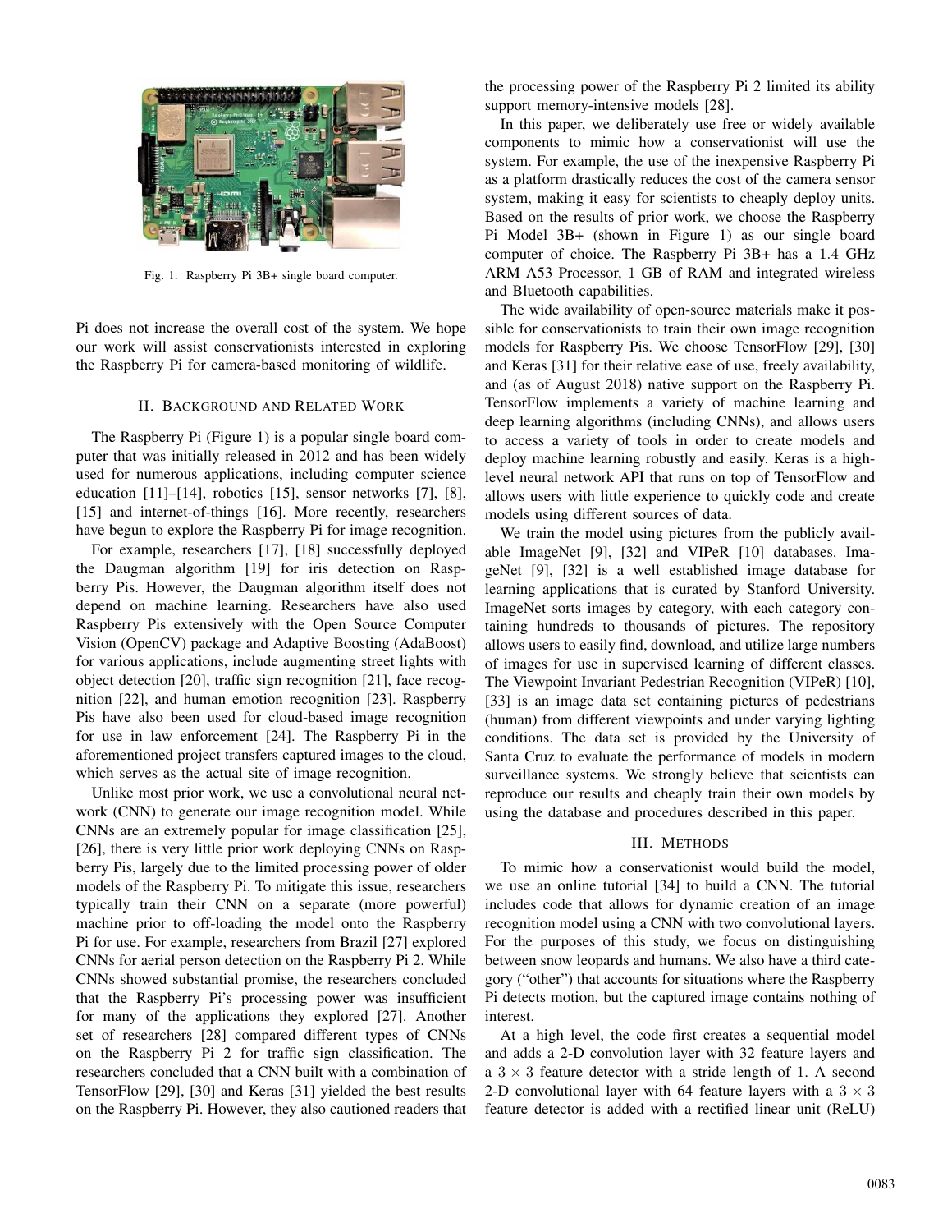Fig. 1. Raspberry Pi 3B+ single board computer.

Pi does not increase the overall cost of the system. We hope our work will assist conservationists interested in exploring the Raspberry Pi for camera-based monitoring of wildlife.

## II. Background and Related Work

The Raspberry Pi (Figure 1) is a popular single board computer that was initially released in 2012 and has been widely used for numerous applications, including computer science education [11]–[14], robotics [15], sensor networks [7], [8], [15] and internet-of-things [16]. More recently, researchers have begun to explore the Raspberry Pi for image recognition.

For example, researchers [17], [18] successfully deployed the Daugman algorithm [19] for iris detection on Raspberry Pis. However, the Daugman algorithm itself does not depend on machine learning. Researchers have also used Raspberry Pis extensively with the Open Source Computer Vision (OpenCV) package and Adaptive Boosting (AdaBoost) for various applications, include augmenting street lights with object detection [20], traffic sign recognition [21], face recognition [22], and human emotion recognition [23]. Raspberry Pis have also been used for cloud-based image recognition for use in law enforcement [24]. The Raspberry Pi in the aforementioned project transfers captured images to the cloud, which serves as the actual site of image recognition.

Unlike most prior work, we use a convolutional neural network (CNN) to generate our image recognition model. While CNNs are an extremely popular for image classification [25], [26], there is very little prior work deploying CNNs on Raspberry Pis, largely due to the limited processing power of older models of the Raspberry Pi. To mitigate this issue, researchers typically train their CNN on a separate (more powerful) machine prior to off-loading the model onto the Raspberry Pi for use. For example, researchers from Brazil [27] explored CNNs for aerial person detection on the Raspberry Pi 2. While CNNs showed substantial promise, the researchers concluded that the Raspberry Pi's processing power was insufficient for many of the applications they explored [27]. Another set of researchers [28] compared different types of CNNs on the Raspberry Pi 2 for traffic sign classification. The researchers concluded that a CNN built with a combination of TensorFlow [29], [30] and Keras [31] yielded the best results on the Raspberry Pi. However, they also cautioned readers that the processing power of the Raspberry Pi 2 limited its ability support memory-intensive models [28].

In this paper, we deliberately use free or widely available components to mimic how a conservationist will use the system. For example, the use of the inexpensive Raspberry Pi as a platform drastically reduces the cost of the camera sensor system, making it easy for scientists to cheaply deploy units. Based on the results of prior work, we choose the Raspberry Pi Model 3B+ (shown in Figure 1) as our single board computer of choice. The Raspberry Pi 3B+ has a 1.4 GHz ARM A53 Processor, 1 GB of RAM and integrated wireless and Bluetooth capabilities.

The wide availability of open-source materials make it possible for conservationists to train their own image recognition models for Raspberry Pis. We choose TensorFlow [29], [30] and Keras [31] for their relative ease of use, freely availability, and (as of August 2018) native support on the Raspberry Pi. TensorFlow implements a variety of machine learning and deep learning algorithms (including CNNs), and allows users to access a variety of tools in order to create models and deploy machine learning robustly and easily. Keras is a high-level neural network API that runs on top of TensorFlow and allows users with little experience to quickly code and create models using different sources of data.

We train the model using pictures from the publicly available ImageNet [9], [32] and VIPeR [10] databases. ImageNet [9], [32] is a well established image database for learning applications that is curated by Stanford University. ImageNet sorts images by category, with each category containing hundreds to thousands of pictures. The repository allows users to easily find, download, and utilize large numbers of images for use in supervised learning of different classes. The Viewpoint Invariant Pedestrian Recognition (VIPeR) [10], [33] is an image data set containing pictures of pedestrians (human) from different viewpoints and under varying lighting conditions. The data set is provided by the University of Santa Cruz to evaluate the performance of models in modern surveillance systems. We strongly believe that scientists can reproduce our results and cheaply train their own models by using the database and procedures described in this paper.

## III. Methods

To mimic how a conservationist would build the model, we use an online tutorial [34] to build a CNN. The tutorial includes code that allows for dynamic creation of an image recognition model using a CNN with two convolutional layers. For the purposes of this study, we focus on distinguishing between snow leopards and humans. We also have a third category ("other") that accounts for situations where the Raspberry Pi detects motion, but the captured image contains nothing of interest.

At a high level, the code first creates a sequential model and adds a 2-D convolution layer with 32 feature layers and a $3 \times 3$ feature detector with a stride length of 1. A second 2-D convolutional layer with 64 feature layers with a $3 \times 3$ feature detector is added with a rectified linear unit (ReLU)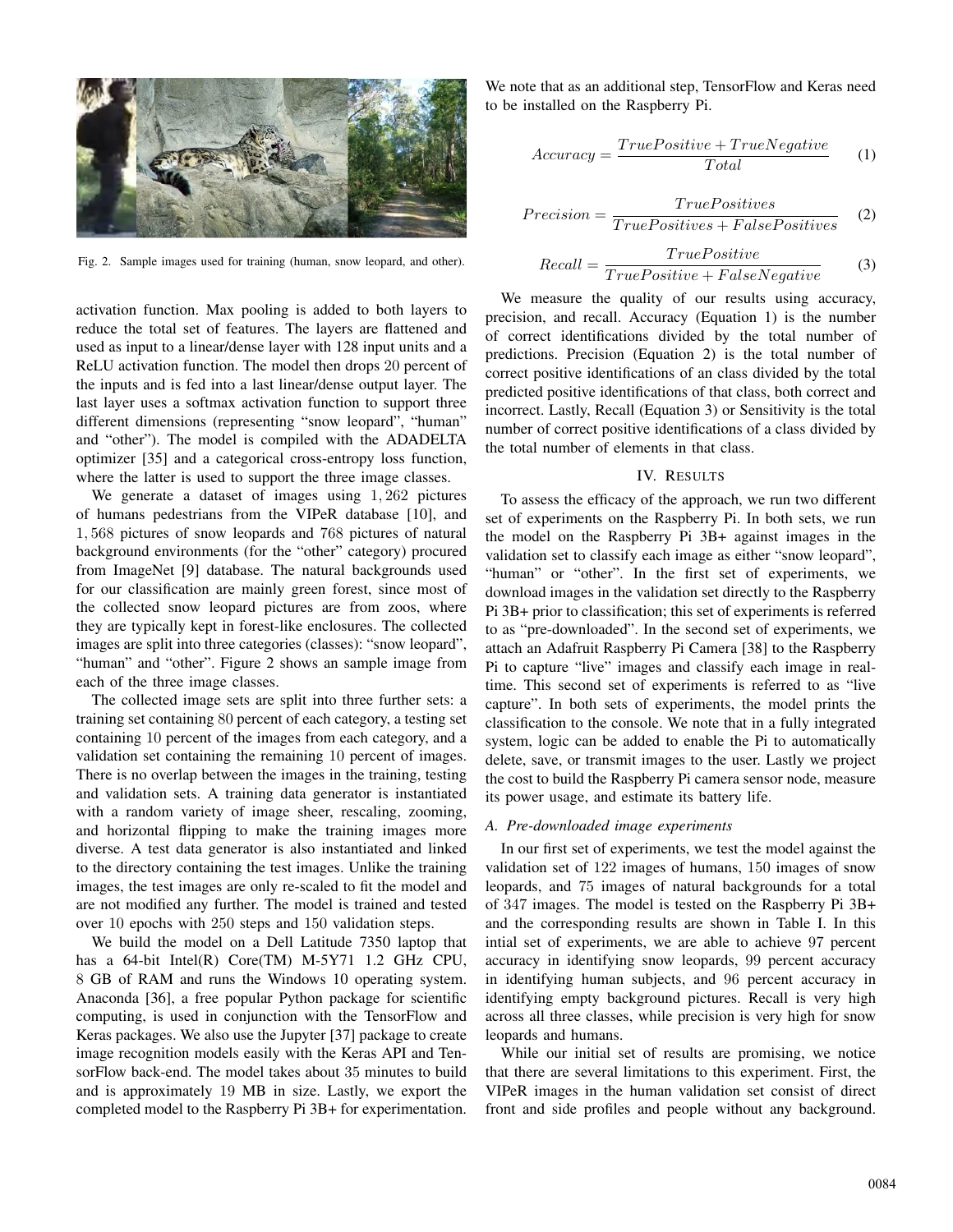Fig. 2. Sample images used for training (human, snow leopard, and other).

activation function. Max pooling is added to both layers to reduce the total set of features. The layers are flattened and used as input to a linear/dense layer with 128 input units and a ReLU activation function. The model then drops 20 percent of the inputs and is fed into a last linear/dense output layer. The last layer uses a softmax activation function to support three different dimensions (representing "snow leopard", "human" and "other"). The model is compiled with the ADADELTA optimizer [35] and a categorical cross-entropy loss function, where the latter is used to support the three image classes.

We generate a dataset of images using 1,262 pictures of humans pedestrians from the VIPeR database [10], and 1,568 pictures of snow leopards and 768 pictures of natural background environments (for the "other" category) procured from ImageNet [9] database. The natural backgrounds used for our classification are mainly green forest, since most of the collected snow leopard pictures are from zoos, where they are typically kept in forest-like enclosures. The collected images are split into three categories (classes): "snow leopard", "human" and "other". Figure 2 shows an sample image from each of the three image classes.

The collected image sets are split into three further sets: a training set containing 80 percent of each category, a testing set containing 10 percent of the images from each category, and a validation set containing the remaining 10 percent of images. There is no overlap between the images in the training, testing and validation sets. A training data generator is instantiated with a random variety of image sheer, rescaling, zooming, and horizontal flipping to make the training images more diverse. A test data generator is also instantiated and linked to the directory containing the test images. Unlike the training images, the test images are only re-scaled to fit the model and are not modified any further. The model is trained and tested over 10 epochs with 250 steps and 150 validation steps.

We build the model on a Dell Latitude 7350 laptop that has a 64-bit Intel(R) Core(TM) M-5Y71 1.2 GHz CPU, 8 GB of RAM and runs the Windows 10 operating system. Anaconda [36], a free popular Python package for scientific computing, is used in conjunction with the TensorFlow and Keras packages. We also use the Jupyter [37] package to create image recognition models easily with the Keras API and TensorFlow back-end. The model takes about 35 minutes to build and is approximately 19 MB in size. Lastly, we export the completed model to the Raspberry Pi 3B+ for experimentation. We note that as an additional step, TensorFlow and Keras need to be installed on the Raspberry Pi.

$$Accuracy = \frac{TruePositive + TrueNegative}{Total} \tag{1}$$

$$Precision = \frac{TruePositives}{TruePositives + FalsePositives} \tag{2}$$

$$Recall = \frac{TruePositive}{TruePositive + FalseNegative} \tag{3}$$

We measure the quality of our results using accuracy, precision, and recall. Accuracy (Equation 1) is the number of correct identifications divided by the total number of predictions. Precision (Equation 2) is the total number of correct positive identifications of an class divided by the total predicted positive identifications of that class, both correct and incorrect. Lastly, Recall (Equation 3) or Sensitivity is the total number of correct positive identifications of a class divided by the total number of elements in that class.

## IV. Results

To assess the efficacy of the approach, we run two different set of experiments on the Raspberry Pi. In both sets, we run the model on the Raspberry Pi 3B+ against images in the validation set to classify each image as either "snow leopard", "human" or "other". In the first set of experiments, we download images in the validation set directly to the Raspberry Pi 3B+ prior to classification; this set of experiments is referred to as "pre-downloaded". In the second set of experiments, we attach an Adafruit Raspberry Pi Camera [38] to the Raspberry Pi to capture "live" images and classify each image in real-time. This second set of experiments is referred to as "live capture". In both sets of experiments, the model prints the classification to the console. We note that in a fully integrated system, logic can be added to enable the Pi to automatically delete, save, or transmit images to the user. Lastly we project the cost to build the Raspberry Pi camera sensor node, measure its power usage, and estimate its battery life.

### A. Pre-downloaded image experiments

In our first set of experiments, we test the model against the validation set of 122 images of humans, 150 images of snow leopards, and 75 images of natural backgrounds for a total of 347 images. The model is tested on the Raspberry Pi 3B+ and the corresponding results are shown in Table I. In this intial set of experiments, we are able to achieve 97 percent accuracy in identifying snow leopards, 99 percent accuracy in identifying human subjects, and 96 percent accuracy in identifying empty background pictures. Recall is very high across all three classes, while precision is very high for snow leopards and humans.

While our initial set of results are promising, we notice that there are several limitations to this experiment. First, the VIPeR images in the human validation set consist of direct front and side profiles and people without any background.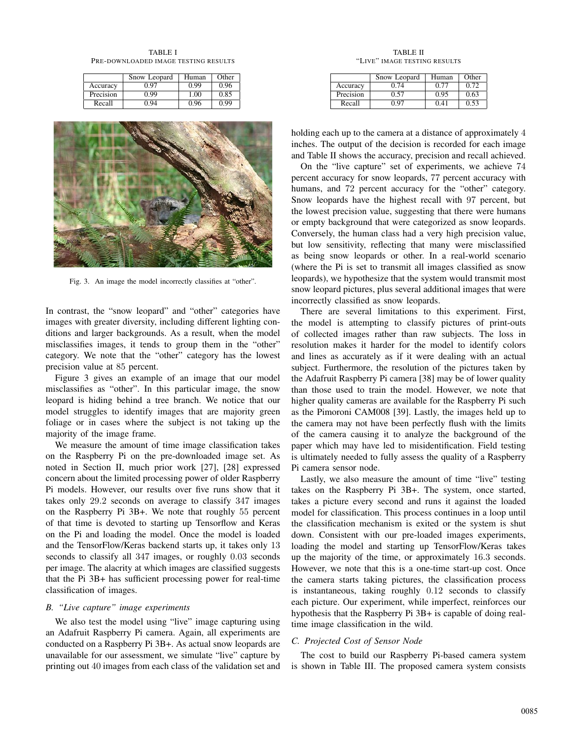TABLE I
PRE-DOWNLOADED IMAGE TESTING RESULTS

| | Snow Leopard | Human | Other |
|---|---|---|---|
| Accuracy | 0.97 | 0.99 | 0.96 |
| Precision | 0.99 | 1.00 | 0.85 |
| Recall | 0.94 | 0.96 | 0.99 |

Fig. 3. An image the model incorrectly classifies at "other".

In contrast, the "snow leopard" and "other" categories have images with greater diversity, including different lighting conditions and larger backgrounds. As a result, when the model misclassifies images, it tends to group them in the "other" category. We note that the "other" category has the lowest precision value at 85 percent.

Figure 3 gives an example of an image that our model misclassifies as "other". In this particular image, the snow leopard is hiding behind a tree branch. We notice that our model struggles to identify images that are majority green foliage or in cases where the subject is not taking up the majority of the image frame.

We measure the amount of time image classification takes on the Raspberry Pi on the pre-downloaded image set. As noted in Section II, much prior work [27], [28] expressed concern about the limited processing power of older Raspberry Pi models. However, our results over five runs show that it takes only 29.2 seconds on average to classify 347 images on the Raspberry Pi 3B+. We note that roughly 55 percent of that time is devoted to starting up Tensorflow and Keras on the Pi and loading the model. Once the model is loaded and the TensorFlow/Keras backend starts up, it takes only 13 seconds to classify all 347 images, or roughly 0.03 seconds per image. The alacrity at which images are classified suggests that the Pi 3B+ has sufficient processing power for real-time classification of images.

### B. "Live capture" image experiments

We also test the model using "live" image capturing using an Adafruit Raspberry Pi camera. Again, all experiments are conducted on a Raspberry Pi 3B+. As actual snow leopards are unavailable for our assessment, we simulate "live" capture by printing out 40 images from each class of the validation set and holding each up to the camera at a distance of approximately 4 inches. The output of the decision is recorded for each image and Table II shows the accuracy, precision and recall achieved.

TABLE II
"LIVE" IMAGE TESTING RESULTS

| | Snow Leopard | Human | Other |
|---|---|---|---|
| Accuracy | 0.74 | 0.77 | 0.72 |
| Precision | 0.57 | 0.95 | 0.63 |
| Recall | 0.97 | 0.41 | 0.53 |

On the "live capture" set of experiments, we achieve 74 percent accuracy for snow leopards, 77 percent accuracy with humans, and 72 percent accuracy for the "other" category. Snow leopards have the highest recall with 97 percent, but the lowest precision value, suggesting that there were humans or empty background that were categorized as snow leopards. Conversely, the human class had a very high precision value, but low sensitivity, reflecting that many were misclassified as being snow leopards or other. In a real-world scenario (where the Pi is set to transmit all images classified as snow leopards), we hypothesize that the system would transmit most snow leopard pictures, plus several additional images that were incorrectly classified as snow leopards.

There are several limitations to this experiment. First, the model is attempting to classify pictures of print-outs of collected images rather than raw subjects. The loss in resolution makes it harder for the model to identify colors and lines as accurately as if it were dealing with an actual subject. Furthermore, the resolution of the pictures taken by the Adafruit Raspberry Pi camera [38] may be of lower quality than those used to train the model. However, we note that higher quality cameras are available for the Raspberry Pi such as the Pimoroni CAM008 [39]. Lastly, the images held up to the camera may not have been perfectly flush with the limits of the camera causing it to analyze the background of the paper which may have led to misidentification. Field testing is ultimately needed to fully assess the quality of a Raspberry Pi camera sensor node.

Lastly, we also measure the amount of time "live" testing takes on the Raspberry Pi 3B+. The system, once started, takes a picture every second and runs it against the loaded model for classification. This process continues in a loop until the classification mechanism is exited or the system is shut down. Consistent with our pre-loaded images experiments, loading the model and starting up TensorFlow/Keras takes up the majority of the time, or approximately 16.3 seconds. However, we note that this is a one-time start-up cost. Once the camera starts taking pictures, the classification process is instantaneous, taking roughly 0.12 seconds to classify each picture. Our experiment, while imperfect, reinforces our hypothesis that the Raspberry Pi 3B+ is capable of doing real-time image classification in the wild.

### C. Projected Cost of Sensor Node

The cost to build our Raspberry Pi-based camera system is shown in Table III. The proposed camera system consists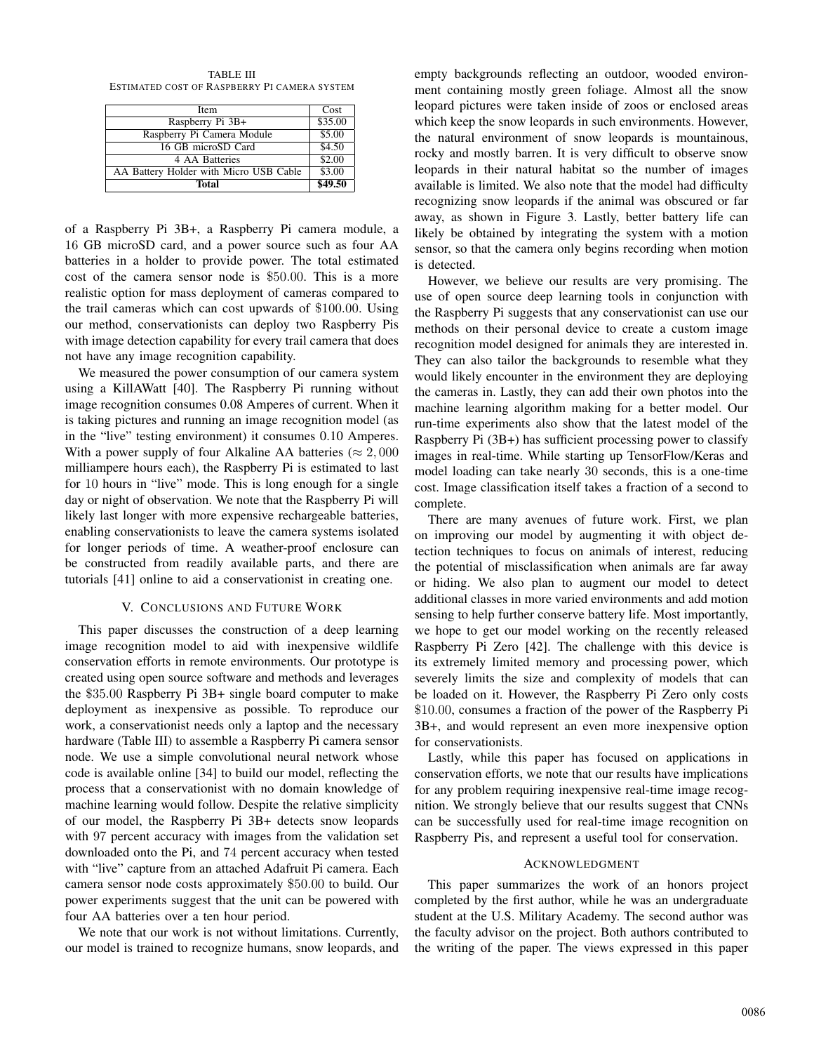TABLE III
ESTIMATED COST OF RASPBERRY PI CAMERA SYSTEM

| Item | Cost |
|---|---|
| Raspberry Pi 3B+ | \$35.00 |
| Raspberry Pi Camera Module | \$5.00 |
| 16 GB microSD Card | \$4.50 |
| 4 AA Batteries | \$2.00 |
| AA Battery Holder with Micro USB Cable | \$3.00 |
| **Total** | **\$49.50** |

of a Raspberry Pi 3B+, a Raspberry Pi camera module, a 16 GB microSD card, and a power source such as four AA batteries in a holder to provide power. The total estimated cost of the camera sensor node is \$50.00. This is a more realistic option for mass deployment of cameras compared to the trail cameras which can cost upwards of \$100.00. Using our method, conservationists can deploy two Raspberry Pis with image detection capability for every trail camera that does not have any image recognition capability.

We measured the power consumption of our camera system using a KillAWatt [40]. The Raspberry Pi running without image recognition consumes 0.08 Amperes of current. When it is taking pictures and running an image recognition model (as in the "live" testing environment) it consumes 0.10 Amperes. With a power supply of four Alkaline AA batteries ($\approx 2,000$ milliampere hours each), the Raspberry Pi is estimated to last for 10 hours in "live" mode. This is long enough for a single day or night of observation. We note that the Raspberry Pi will likely last longer with more expensive rechargeable batteries, enabling conservationists to leave the camera systems isolated for longer periods of time. A weather-proof enclosure can be constructed from readily available parts, and there are tutorials [41] online to aid a conservationist in creating one.

## V. CONCLUSIONS AND FUTURE WORK

This paper discusses the construction of a deep learning image recognition model to aid with inexpensive wildlife conservation efforts in remote environments. Our prototype is created using open source software and methods and leverages the \$35.00 Raspberry Pi 3B+ single board computer to make deployment as inexpensive as possible. To reproduce our work, a conservationist needs only a laptop and the necessary hardware (Table III) to assemble a Raspberry Pi camera sensor node. We use a simple convolutional neural network whose code is available online [34] to build our model, reflecting the process that a conservationist with no domain knowledge of machine learning would follow. Despite the relative simplicity of our model, the Raspberry Pi 3B+ detects snow leopards with 97 percent accuracy with images from the validation set downloaded onto the Pi, and 74 percent accuracy when tested with "live" capture from an attached Adafruit Pi camera. Each camera sensor node costs approximately \$50.00 to build. Our power experiments suggest that the unit can be powered with four AA batteries over a ten hour period.

We note that our work is not without limitations. Currently, our model is trained to recognize humans, snow leopards, and empty backgrounds reflecting an outdoor, wooded environment containing mostly green foliage. Almost all the snow leopard pictures were taken inside of zoos or enclosed areas which keep the snow leopards in such environments. However, the natural environment of snow leopards is mountainous, rocky and mostly barren. It is very difficult to observe snow leopards in their natural habitat so the number of images available is limited. We also note that the model had difficulty recognizing snow leopards if the animal was obscured or far away, as shown in Figure 3. Lastly, better battery life can likely be obtained by integrating the system with a motion sensor, so that the camera only begins recording when motion is detected.

However, we believe our results are very promising. The use of open source deep learning tools in conjunction with the Raspberry Pi suggests that any conservationist can use our methods on their personal device to create a custom image recognition model designed for animals they are interested in. They can also tailor the backgrounds to resemble what they would likely encounter in the environment they are deploying the cameras in. Lastly, they can add their own photos into the machine learning algorithm making for a better model. Our run-time experiments also show that the latest model of the Raspberry Pi (3B+) has sufficient processing power to classify images in real-time. While starting up TensorFlow/Keras and model loading can take nearly 30 seconds, this is a one-time cost. Image classification itself takes a fraction of a second to complete.

There are many avenues of future work. First, we plan on improving our model by augmenting it with object detection techniques to focus on animals of interest, reducing the potential of misclassification when animals are far away or hiding. We also plan to augment our model to detect additional classes in more varied environments and add motion sensing to help further conserve battery life. Most importantly, we hope to get our model working on the recently released Raspberry Pi Zero [42]. The challenge with this device is its extremely limited memory and processing power, which severely limits the size and complexity of models that can be loaded on it. However, the Raspberry Pi Zero only costs \$10.00, consumes a fraction of the power of the Raspberry Pi 3B+, and would represent an even more inexpensive option for conservationists.

Lastly, while this paper has focused on applications in conservation efforts, we note that our results have implications for any problem requiring inexpensive real-time image recognition. We strongly believe that our results suggest that CNNs can be successfully used for real-time image recognition on Raspberry Pis, and represent a useful tool for conservation.

## ACKNOWLEDGMENT

This paper summarizes the work of an honors project completed by the first author, while he was an undergraduate student at the U.S. Military Academy. The second author was the faculty advisor on the project. Both authors contributed to the writing of the paper. The views expressed in this paper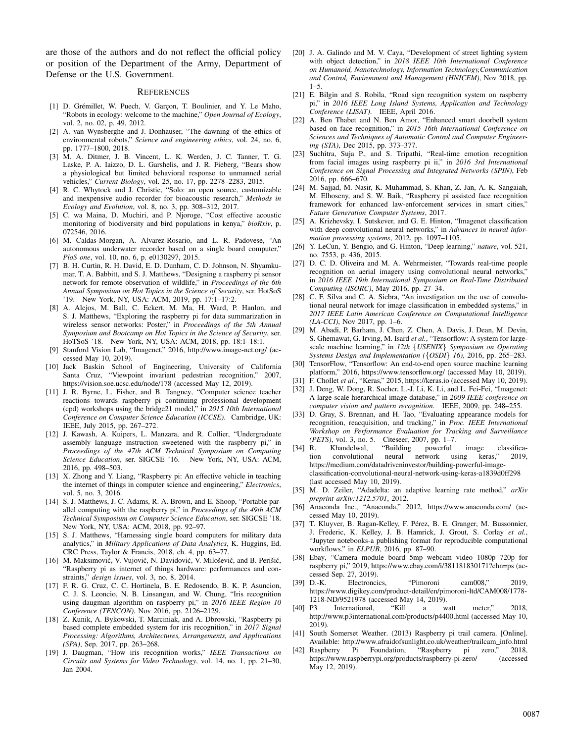are those of the authors and do not reflect the official policy or position of the Department of the Army, Department of Defense or the U.S. Government.

## References

[1] D. Grémillet, W. Puech, V. Garçon, T. Boulinier, and Y. Le Maho, "Robots in ecology: welcome to the machine," *Open Journal of Ecology*, vol. 2, no. 02, p. 49, 2012.

[2] A. van Wynsberghe and J. Donhauser, "The dawning of the ethics of environmental robots," *Science and engineering ethics*, vol. 24, no. 6, pp. 1777–1800, 2018.

[3] M. A. Ditmer, J. B. Vincent, L. K. Werden, J. C. Tanner, T. G. Laske, P. A. Iaizzo, D. L. Garshelis, and J. R. Fieberg, "Bears show a physiological but limited behavioral response to unmanned aerial vehicles," *Current Biology*, vol. 25, no. 17, pp. 2278–2283, 2015.

[4] R. C. Whytock and J. Christie, "Solo: an open source, customizable and inexpensive audio recorder for bioacoustic research," *Methods in Ecology and Evolution*, vol. 8, no. 3, pp. 308–312, 2017.

[5] C. wa Maina, D. Muchiri, and P. Njoroge, "Cost effective acoustic monitoring of biodiversity and bird populations in kenya," *bioRxiv*, p. 072546, 2016.

[6] M. Caldas-Morgan, A. Alvarez-Rosario, and L. R. Padovese, "An autonomous underwater recorder based on a single board computer," *PloS one*, vol. 10, no. 6, p. e0130297, 2015.

[7] B. H. Curtin, R. H. David, E. D. Dunham, C. D. Johnson, N. Shyamkumar, T. A. Babbitt, and S. J. Matthews, "Designing a raspberry pi sensor network for remote observation of wildlife," in *Proceedings of the 6th Annual Symposium on Hot Topics in the Science of Security*, ser. HotSoS '19. New York, NY, USA: ACM, 2019, pp. 17:1–17:2.

[8] A. Alejos, M. Ball, C. Eckert, M. Ma, H. Ward, P. Hanlon, and S. J. Matthews, "Exploring the raspberry pi for data summarization in wireless sensor networks: Poster," in *Proceedings of the 5th Annual Symposium and Bootcamp on Hot Topics in the Science of Security*, ser. HoTSoS '18. New York, NY, USA: ACM, 2018, pp. 18:1–18:1.

[9] Stanford Vision Lab, "Imagenet," 2016, http://www.image-net.org/ (accessed May 10, 2019).

[10] Jack Baskin School of Engineering, University of California Santa Cruz, "Viewpoint invariant pedestrian recognition," 2007, https://vision.soe.ucsc.edu/node/178 (accessed May 12, 2019).

[11] J. R. Byrne, L. Fisher, and B. Tangney, "Computer science teacher reactions towards raspberry pi continuing professional development (cpd) workshops using the bridge21 model," in *2015 10th International Conference on Computer Science Education (ICCSE)*. Cambridge, UK: IEEE, July 2015, pp. 267–272.

[12] J. Kawash, A. Kuipers, L. Manzara, and R. Collier, "Undergraduate assembly language instruction sweetened with the raspberry pi," in *Proceedings of the 47th ACM Technical Symposium on Computing Science Education*, ser. SIGCSE '16. New York, NY, USA: ACM, 2016, pp. 498–503.

[13] X. Zhong and Y. Liang, "Raspberry pi: An effective vehicle in teaching the internet of things in computer science and engineering," *Electronics*, vol. 5, no. 3, 2016.

[14] S. J. Matthews, J. C. Adams, R. A. Brown, and E. Shoop, "Portable parallel computing with the raspberry pi," in *Proceedings of the 49th ACM Technical Symposium on Computer Science Education*, ser. SIGCSE '18. New York, NY, USA: ACM, 2018, pp. 92–97.

[15] S. J. Matthews, "Harnessing single board computers for military data analytics," in *Military Applications of Data Analytics*, K. Huggins, Ed. CRC Press, Taylor & Francis, 2018, ch. 4, pp. 63–77.

[16] M. Maksimović, V. Vujović, N. Davidović, V. Milošević, and B. Perišić, "Raspberry pi as internet of things hardware: performances and constraints," *design issues*, vol. 3, no. 8, 2014.

[17] F. R. G. Cruz, C. C. Hortinela, B. E. Redosendo, B. K. P. Asuncion, C. J. S. Leoncio, N. B. Linsangan, and W. Chung, "Iris recognition using daugman algorithm on raspberry pi," in *2016 IEEE Region 10 Conference (TENCON)*, Nov 2016, pp. 2126–2129.

[18] Z. Kunik, A. Bykowski, T. Marciniak, and A. Dbrowski, "Raspberry pi based complete embedded system for iris recognition," in *2017 Signal Processing: Algorithms, Architectures, Arrangements, and Applications (SPA)*, Sep. 2017, pp. 263–268.

[19] J. Daugman, "How iris recognition works," *IEEE Transactions on Circuits and Systems for Video Technology*, vol. 14, no. 1, pp. 21–30, Jan 2004.

[20] J. A. Galindo and M. V. Caya, "Development of street lighting system with object detection," in *2018 IEEE 10th International Conference on Humanoid, Nanotechnology, Information Technology,Communication and Control, Environment and Management (HNICEM)*, Nov 2018, pp. 1–5.

[21] E. Bilgin and S. Robila, "Road sign recognition system on raspberry pi," in *2016 IEEE Long Island Systems, Application and Technology Conference (LISAT)*. IEEE, April 2016.

[22] A. Ben Thabet and N. Ben Amor, "Enhanced smart doorbell system based on face recognition," in *2015 16th International Conference on Sciences and Techniques of Automatic Control and Computer Engineering (STA)*, Dec 2015, pp. 373–377.

[23] Suchitra, Suja P., and S. Tripathi, "Real-time emotion recognition from facial images using raspberry pi ii," in *2016 3rd International Conference on Signal Processing and Integrated Networks (SPIN)*, Feb 2016, pp. 666–670.

[24] M. Sajjad, M. Nasir, K. Muhammad, S. Khan, Z. Jan, A. K. Sangaiah, M. Elhoseny, and S. W. Baik, "Raspberry pi assisted face recognition framework for enhanced law-enforcement services in smart cities," *Future Generation Computer Systems*, 2017.

[25] A. Krizhevsky, I. Sutskever, and G. E. Hinton, "Imagenet classification with deep convolutional neural networks," in *Advances in neural information processing systems*, 2012, pp. 1097–1105.

[26] Y. LeCun, Y. Bengio, and G. Hinton, "Deep learning," *nature*, vol. 521, no. 7553, p. 436, 2015.

[27] D. C. D. Oliveira and M. A. Wehrmeister, "Towards real-time people recognition on aerial imagery using convolutional neural networks," in *2016 IEEE 19th International Symposium on Real-Time Distributed Computing (ISORC)*, May 2016, pp. 27–34.

[28] C. F. Silva and C. A. Siebra, "An investigation on the use of convolutional neural network for image classification in embedded systems," in *2017 IEEE Latin American Conference on Computational Intelligence (LA-CCI)*, Nov 2017, pp. 1–6.

[29] M. Abadi, P. Barham, J. Chen, Z. Chen, A. Davis, J. Dean, M. Devin, S. Ghemawat, G. Irving, M. Isard *et al.*, "Tensorflow: A system for large-scale machine learning," in *12th {USENIX} Symposium on Operating Systems Design and Implementation ({OSDI} 16)*, 2016, pp. 265–283.

[30] TensorFlow, "Tensorflow: An end-to-end open source machine learning platform," 2016, https://www.tensorflow.org/ (accessed May 10, 2019).

[31] F. Chollet *et al.*, "Keras," 2015, https://keras.io (accessed May 10, 2019).

[32] J. Deng, W. Dong, R. Socher, L.-J. Li, K. Li, and L. Fei-Fei, "Imagenet: A large-scale hierarchical image database," in *2009 IEEE conference on computer vision and pattern recognition*. IEEE, 2009, pp. 248–255.

[33] D. Gray, S. Brennan, and H. Tao, "Evaluating appearance models for recognition, reacquisition, and tracking," in *Proc. IEEE International Workshop on Performance Evaluation for Tracking and Surveillance (PETS)*, vol. 3, no. 5. Citeseer, 2007, pp. 1–7.

[34] R. Khandelwal, "Building powerful image classification convolutional neural network using keras," 2019, https://medium.com/datadriveninvestor/building-powerful-image-classification-convolutional-neural-network-using-keras-a1839d0ff298 (last accessed May 10, 2019).

[35] M. D. Zeiler, "Adadelta: an adaptive learning rate method," *arXiv preprint arXiv:1212.5701*, 2012.

[36] Anaconda Inc., "Anaconda," 2012, https://www.anaconda.com/ (accessed May 10, 2019).

[37] T. Kluyver, B. Ragan-Kelley, F. Pérez, B. E. Granger, M. Bussonnier, J. Frederic, K. Kelley, J. B. Hamrick, J. Grout, S. Corlay *et al.*, "Jupyter notebooks-a publishing format for reproducible computational workflows." in *ELPUB*, 2016, pp. 87–90.

[38] Ebay, "Camera module board 5mp webcam video 1080p 720p for raspberry pi," 2019, https://www.ebay.com/i/381181830171?chn=ps (accessed Sep. 27, 2019).

[39] D.-K. Electroncics, "Pimoroni cam008," 2019, https://www.digikey.com/product-detail/en/pimoroni-ltd/CAM008/1778-1218-ND/9521978 (accessed May 14, 2019).

[40] P3 International, "Kill a watt meter," 2018, http://www.p3international.com/products/p4400.html (accessed May 10, 2019).

[41] South Somerset Weather. (2013) Raspberry pi trail camera. [Online]. Available: http://www.afraidofsunlight.co.uk/weather/trailcam_info.html

[42] Raspberry Pi Foundation, "Raspberry pi zero," 2018, https://www.raspberrypi.org/products/raspberry-pi-zero/ (accessed May 12, 2019).